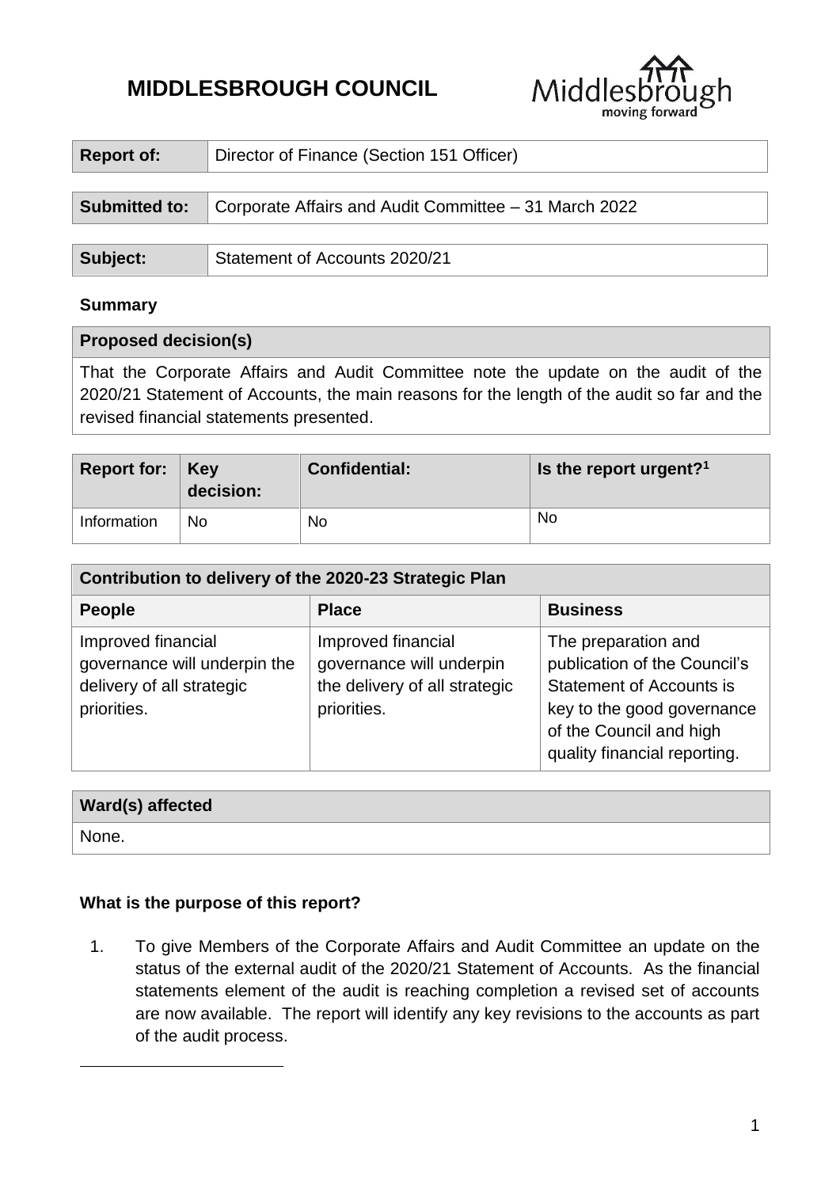# MIDDLESBROUGH COUNCIL

| Report of: | Director of Finance (Section 151 Officer) |
|---|---|

| Submitted to: | Corporate Affairs and Audit Committee – 31 March 2022 |
|---|---|

| Subject: | Statement of Accounts 2020/21 |
|---|---|

**Summary**

| Proposed decision(s) |
|---|
| That the Corporate Affairs and Audit Committee note the update on the audit of the 2020/21 Statement of Accounts, the main reasons for the length of the audit so far and the revised financial statements presented. |

| Report for: | Key decision: | Confidential: | Is the report urgent?[1] |
|---|---|---|---|
| Information | No | No | No |

| Contribution to delivery of the 2020-23 Strategic Plan | | |
|---|---|---|
| **People** | **Place** | **Business** |
| Improved financial governance will underpin the delivery of all strategic priorities. | Improved financial governance will underpin the delivery of all strategic priorities. | The preparation and publication of the Council's Statement of Accounts is key to the good governance of the Council and high quality financial reporting. |

| Ward(s) affected |
|---|
| None. |

**What is the purpose of this report?**

1. To give Members of the Corporate Affairs and Audit Committee an update on the status of the external audit of the 2020/21 Statement of Accounts. As the financial statements element of the audit is reaching completion a revised set of accounts are now available. The report will identify any key revisions to the accounts as part of the audit process.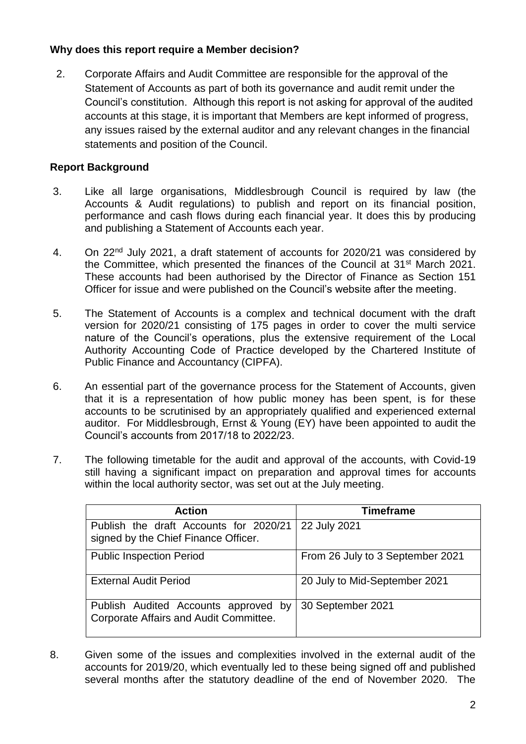## Why does this report require a Member decision?

2. Corporate Affairs and Audit Committee are responsible for the approval of the Statement of Accounts as part of both its governance and audit remit under the Council's constitution. Although this report is not asking for approval of the audited accounts at this stage, it is important that Members are kept informed of progress, any issues raised by the external auditor and any relevant changes in the financial statements and position of the Council.

## Report Background

3. Like all large organisations, Middlesbrough Council is required by law (the Accounts & Audit regulations) to publish and report on its financial position, performance and cash flows during each financial year. It does this by producing and publishing a Statement of Accounts each year.

4. On 22nd July 2021, a draft statement of accounts for 2020/21 was considered by the Committee, which presented the finances of the Council at 31st March 2021. These accounts had been authorised by the Director of Finance as Section 151 Officer for issue and were published on the Council's website after the meeting.

5. The Statement of Accounts is a complex and technical document with the draft version for 2020/21 consisting of 175 pages in order to cover the multi service nature of the Council's operations, plus the extensive requirement of the Local Authority Accounting Code of Practice developed by the Chartered Institute of Public Finance and Accountancy (CIPFA).

6. An essential part of the governance process for the Statement of Accounts, given that it is a representation of how public money has been spent, is for these accounts to be scrutinised by an appropriately qualified and experienced external auditor. For Middlesbrough, Ernst & Young (EY) have been appointed to audit the Council's accounts from 2017/18 to 2022/23.

7. The following timetable for the audit and approval of the accounts, with Covid-19 still having a significant impact on preparation and approval times for accounts within the local authority sector, was set out at the July meeting.

| Action | Timeframe |
|---|---|
| Publish the draft Accounts for 2020/21 signed by the Chief Finance Officer. | 22 July 2021 |
| Public Inspection Period | From 26 July to 3 September 2021 |
| External Audit Period | 20 July to Mid-September 2021 |
| Publish Audited Accounts approved by Corporate Affairs and Audit Committee. | 30 September 2021 |

8. Given some of the issues and complexities involved in the external audit of the accounts for 2019/20, which eventually led to these being signed off and published several months after the statutory deadline of the end of November 2020. The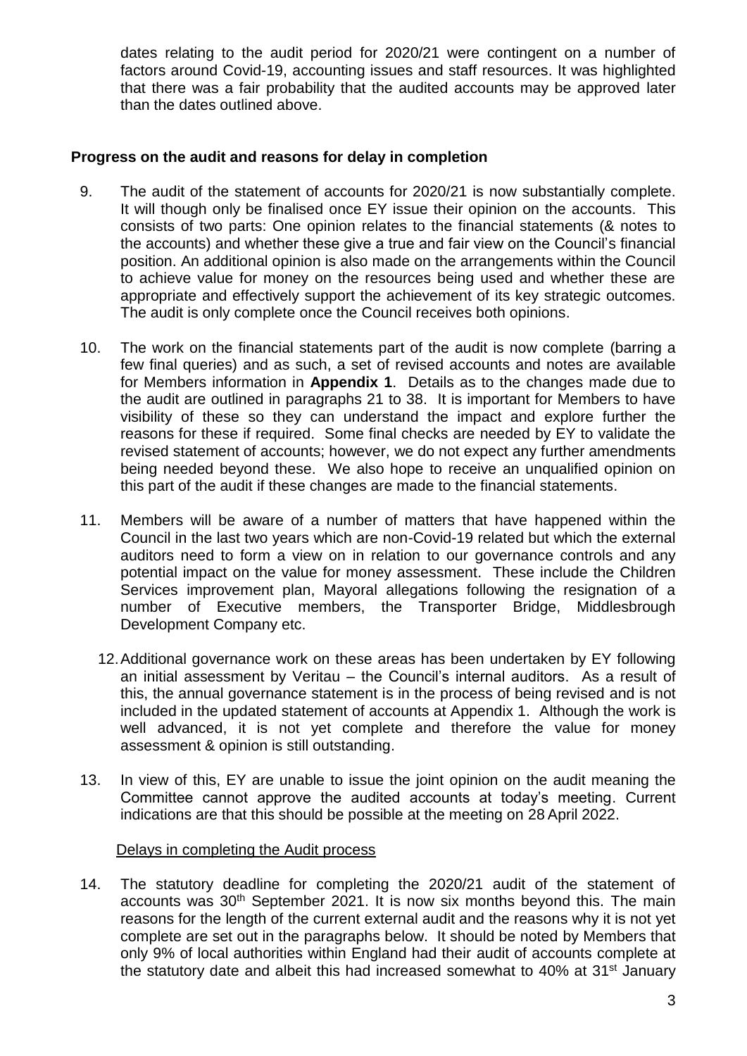dates relating to the audit period for 2020/21 were contingent on a number of factors around Covid-19, accounting issues and staff resources. It was highlighted that there was a fair probability that the audited accounts may be approved later than the dates outlined above.

**Progress on the audit and reasons for delay in completion**

9. The audit of the statement of accounts for 2020/21 is now substantially complete. It will though only be finalised once EY issue their opinion on the accounts. This consists of two parts: One opinion relates to the financial statements (& notes to the accounts) and whether these give a true and fair view on the Council's financial position. An additional opinion is also made on the arrangements within the Council to achieve value for money on the resources being used and whether these are appropriate and effectively support the achievement of its key strategic outcomes. The audit is only complete once the Council receives both opinions.

10. The work on the financial statements part of the audit is now complete (barring a few final queries) and as such, a set of revised accounts and notes are available for Members information in **Appendix 1**. Details as to the changes made due to the audit are outlined in paragraphs 21 to 38. It is important for Members to have visibility of these so they can understand the impact and explore further the reasons for these if required. Some final checks are needed by EY to validate the revised statement of accounts; however, we do not expect any further amendments being needed beyond these. We also hope to receive an unqualified opinion on this part of the audit if these changes are made to the financial statements.

11. Members will be aware of a number of matters that have happened within the Council in the last two years which are non-Covid-19 related but which the external auditors need to form a view on in relation to our governance controls and any potential impact on the value for money assessment. These include the Children Services improvement plan, Mayoral allegations following the resignation of a number of Executive members, the Transporter Bridge, Middlesbrough Development Company etc.

12. Additional governance work on these areas has been undertaken by EY following an initial assessment by Veritau – the Council's internal auditors. As a result of this, the annual governance statement is in the process of being revised and is not included in the updated statement of accounts at Appendix 1. Although the work is well advanced, it is not yet complete and therefore the value for money assessment & opinion is still outstanding.

13. In view of this, EY are unable to issue the joint opinion on the audit meaning the Committee cannot approve the audited accounts at today's meeting. Current indications are that this should be possible at the meeting on 28 April 2022.

<u>Delays in completing the Audit process</u>

14. The statutory deadline for completing the 2020/21 audit of the statement of accounts was 30th September 2021. It is now six months beyond this. The main reasons for the length of the current external audit and the reasons why it is not yet complete are set out in the paragraphs below. It should be noted by Members that only 9% of local authorities within England had their audit of accounts complete at the statutory date and albeit this had increased somewhat to 40% at 31st January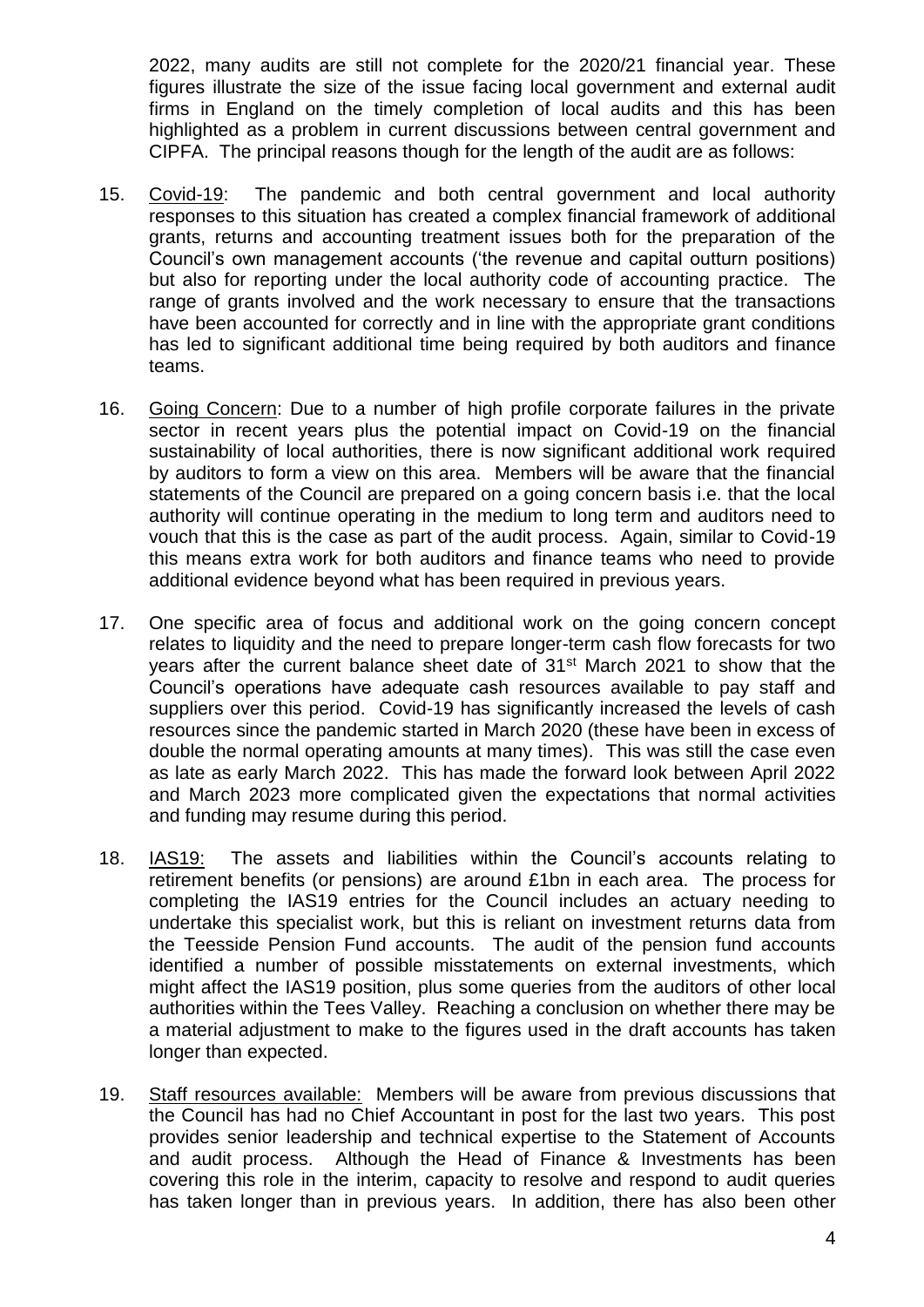2022, many audits are still not complete for the 2020/21 financial year. These figures illustrate the size of the issue facing local government and external audit firms in England on the timely completion of local audits and this has been highlighted as a problem in current discussions between central government and CIPFA. The principal reasons though for the length of the audit are as follows:

15. Covid-19: The pandemic and both central government and local authority responses to this situation has created a complex financial framework of additional grants, returns and accounting treatment issues both for the preparation of the Council's own management accounts ('the revenue and capital outturn positions) but also for reporting under the local authority code of accounting practice. The range of grants involved and the work necessary to ensure that the transactions have been accounted for correctly and in line with the appropriate grant conditions has led to significant additional time being required by both auditors and finance teams.

16. Going Concern: Due to a number of high profile corporate failures in the private sector in recent years plus the potential impact on Covid-19 on the financial sustainability of local authorities, there is now significant additional work required by auditors to form a view on this area. Members will be aware that the financial statements of the Council are prepared on a going concern basis i.e. that the local authority will continue operating in the medium to long term and auditors need to vouch that this is the case as part of the audit process. Again, similar to Covid-19 this means extra work for both auditors and finance teams who need to provide additional evidence beyond what has been required in previous years.

17. One specific area of focus and additional work on the going concern concept relates to liquidity and the need to prepare longer-term cash flow forecasts for two years after the current balance sheet date of 31st March 2021 to show that the Council's operations have adequate cash resources available to pay staff and suppliers over this period. Covid-19 has significantly increased the levels of cash resources since the pandemic started in March 2020 (these have been in excess of double the normal operating amounts at many times). This was still the case even as late as early March 2022. This has made the forward look between April 2022 and March 2023 more complicated given the expectations that normal activities and funding may resume during this period.

18. IAS19: The assets and liabilities within the Council's accounts relating to retirement benefits (or pensions) are around £1bn in each area. The process for completing the IAS19 entries for the Council includes an actuary needing to undertake this specialist work, but this is reliant on investment returns data from the Teesside Pension Fund accounts. The audit of the pension fund accounts identified a number of possible misstatements on external investments, which might affect the IAS19 position, plus some queries from the auditors of other local authorities within the Tees Valley. Reaching a conclusion on whether there may be a material adjustment to make to the figures used in the draft accounts has taken longer than expected.

19. Staff resources available: Members will be aware from previous discussions that the Council has had no Chief Accountant in post for the last two years. This post provides senior leadership and technical expertise to the Statement of Accounts and audit process. Although the Head of Finance & Investments has been covering this role in the interim, capacity to resolve and respond to audit queries has taken longer than in previous years. In addition, there has also been other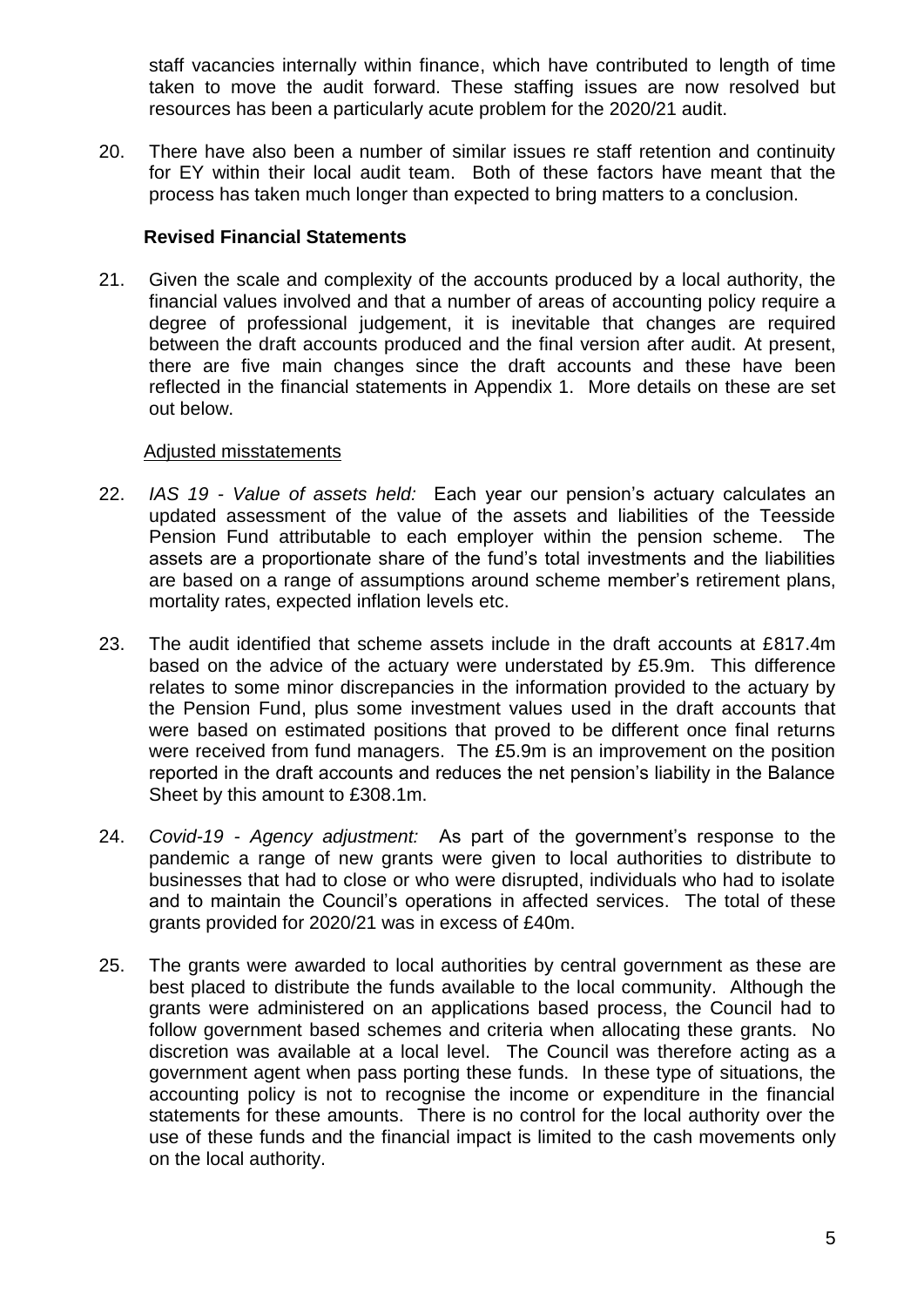staff vacancies internally within finance, which have contributed to length of time taken to move the audit forward. These staffing issues are now resolved but resources has been a particularly acute problem for the 2020/21 audit.

20. There have also been a number of similar issues re staff retention and continuity for EY within their local audit team. Both of these factors have meant that the process has taken much longer than expected to bring matters to a conclusion.

**Revised Financial Statements**

21. Given the scale and complexity of the accounts produced by a local authority, the financial values involved and that a number of areas of accounting policy require a degree of professional judgement, it is inevitable that changes are required between the draft accounts produced and the final version after audit. At present, there are five main changes since the draft accounts and these have been reflected in the financial statements in Appendix 1. More details on these are set out below.

Adjusted misstatements

22. *IAS 19 - Value of assets held:* Each year our pension's actuary calculates an updated assessment of the value of the assets and liabilities of the Teesside Pension Fund attributable to each employer within the pension scheme. The assets are a proportionate share of the fund's total investments and the liabilities are based on a range of assumptions around scheme member's retirement plans, mortality rates, expected inflation levels etc.

23. The audit identified that scheme assets include in the draft accounts at £817.4m based on the advice of the actuary were understated by £5.9m. This difference relates to some minor discrepancies in the information provided to the actuary by the Pension Fund, plus some investment values used in the draft accounts that were based on estimated positions that proved to be different once final returns were received from fund managers. The £5.9m is an improvement on the position reported in the draft accounts and reduces the net pension's liability in the Balance Sheet by this amount to £308.1m.

24. *Covid-19 - Agency adjustment:* As part of the government's response to the pandemic a range of new grants were given to local authorities to distribute to businesses that had to close or who were disrupted, individuals who had to isolate and to maintain the Council's operations in affected services. The total of these grants provided for 2020/21 was in excess of £40m.

25. The grants were awarded to local authorities by central government as these are best placed to distribute the funds available to the local community. Although the grants were administered on an applications based process, the Council had to follow government based schemes and criteria when allocating these grants. No discretion was available at a local level. The Council was therefore acting as a government agent when pass porting these funds. In these type of situations, the accounting policy is not to recognise the income or expenditure in the financial statements for these amounts. There is no control for the local authority over the use of these funds and the financial impact is limited to the cash movements only on the local authority.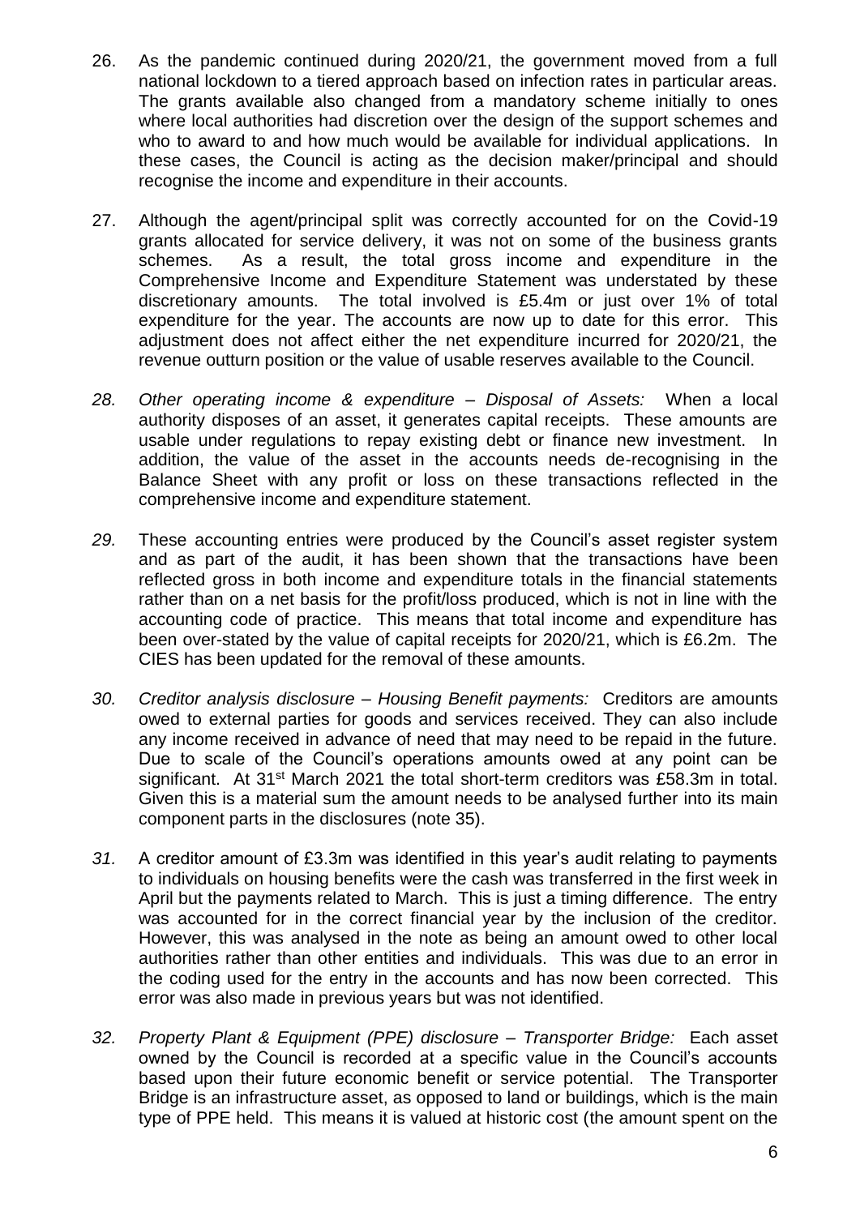26. As the pandemic continued during 2020/21, the government moved from a full national lockdown to a tiered approach based on infection rates in particular areas. The grants available also changed from a mandatory scheme initially to ones where local authorities had discretion over the design of the support schemes and who to award to and how much would be available for individual applications. In these cases, the Council is acting as the decision maker/principal and should recognise the income and expenditure in their accounts.

27. Although the agent/principal split was correctly accounted for on the Covid-19 grants allocated for service delivery, it was not on some of the business grants schemes. As a result, the total gross income and expenditure in the Comprehensive Income and Expenditure Statement was understated by these discretionary amounts. The total involved is £5.4m or just over 1% of total expenditure for the year. The accounts are now up to date for this error. This adjustment does not affect either the net expenditure incurred for 2020/21, the revenue outturn position or the value of usable reserves available to the Council.

*28. Other operating income & expenditure – Disposal of Assets:* When a local authority disposes of an asset, it generates capital receipts. These amounts are usable under regulations to repay existing debt or finance new investment. In addition, the value of the asset in the accounts needs de-recognising in the Balance Sheet with any profit or loss on these transactions reflected in the comprehensive income and expenditure statement.

*29.* These accounting entries were produced by the Council's asset register system and as part of the audit, it has been shown that the transactions have been reflected gross in both income and expenditure totals in the financial statements rather than on a net basis for the profit/loss produced, which is not in line with the accounting code of practice. This means that total income and expenditure has been over-stated by the value of capital receipts for 2020/21, which is £6.2m. The CIES has been updated for the removal of these amounts.

*30. Creditor analysis disclosure – Housing Benefit payments:* Creditors are amounts owed to external parties for goods and services received. They can also include any income received in advance of need that may need to be repaid in the future. Due to scale of the Council's operations amounts owed at any point can be significant. At 31st March 2021 the total short-term creditors was £58.3m in total. Given this is a material sum the amount needs to be analysed further into its main component parts in the disclosures (note 35).

*31.* A creditor amount of £3.3m was identified in this year's audit relating to payments to individuals on housing benefits were the cash was transferred in the first week in April but the payments related to March. This is just a timing difference. The entry was accounted for in the correct financial year by the inclusion of the creditor. However, this was analysed in the note as being an amount owed to other local authorities rather than other entities and individuals. This was due to an error in the coding used for the entry in the accounts and has now been corrected. This error was also made in previous years but was not identified.

*32. Property Plant & Equipment (PPE) disclosure – Transporter Bridge:* Each asset owned by the Council is recorded at a specific value in the Council's accounts based upon their future economic benefit or service potential. The Transporter Bridge is an infrastructure asset, as opposed to land or buildings, which is the main type of PPE held. This means it is valued at historic cost (the amount spent on the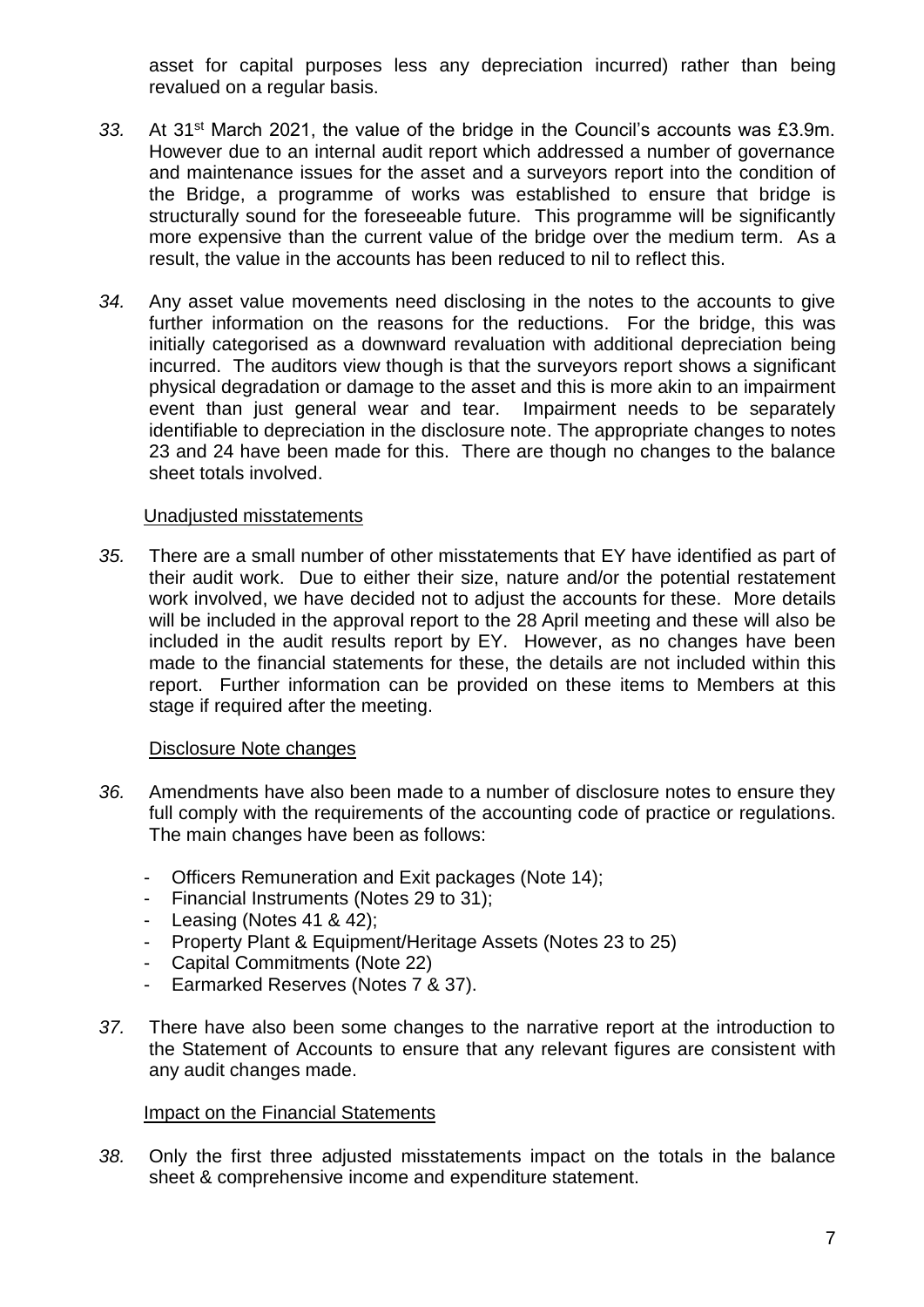asset for capital purposes less any depreciation incurred) rather than being revalued on a regular basis.

*33.* At 31st March 2021, the value of the bridge in the Council's accounts was £3.9m. However due to an internal audit report which addressed a number of governance and maintenance issues for the asset and a surveyors report into the condition of the Bridge, a programme of works was established to ensure that bridge is structurally sound for the foreseeable future. This programme will be significantly more expensive than the current value of the bridge over the medium term. As a result, the value in the accounts has been reduced to nil to reflect this.

*34.* Any asset value movements need disclosing in the notes to the accounts to give further information on the reasons for the reductions. For the bridge, this was initially categorised as a downward revaluation with additional depreciation being incurred. The auditors view though is that the surveyors report shows a significant physical degradation or damage to the asset and this is more akin to an impairment event than just general wear and tear. Impairment needs to be separately identifiable to depreciation in the disclosure note. The appropriate changes to notes 23 and 24 have been made for this. There are though no changes to the balance sheet totals involved.

<u>Unadjusted misstatements</u>

*35.* There are a small number of other misstatements that EY have identified as part of their audit work. Due to either their size, nature and/or the potential restatement work involved, we have decided not to adjust the accounts for these. More details will be included in the approval report to the 28 April meeting and these will also be included in the audit results report by EY. However, as no changes have been made to the financial statements for these, the details are not included within this report. Further information can be provided on these items to Members at this stage if required after the meeting.

<u>Disclosure Note changes</u>

*36.* Amendments have also been made to a number of disclosure notes to ensure they full comply with the requirements of the accounting code of practice or regulations. The main changes have been as follows:

- Officers Remuneration and Exit packages (Note 14);
- Financial Instruments (Notes 29 to 31);
- Leasing (Notes 41 & 42);
- Property Plant & Equipment/Heritage Assets (Notes 23 to 25)
- Capital Commitments (Note 22)
- Earmarked Reserves (Notes 7 & 37).

*37.* There have also been some changes to the narrative report at the introduction to the Statement of Accounts to ensure that any relevant figures are consistent with any audit changes made.

<u>Impact on the Financial Statements</u>

*38.* Only the first three adjusted misstatements impact on the totals in the balance sheet & comprehensive income and expenditure statement.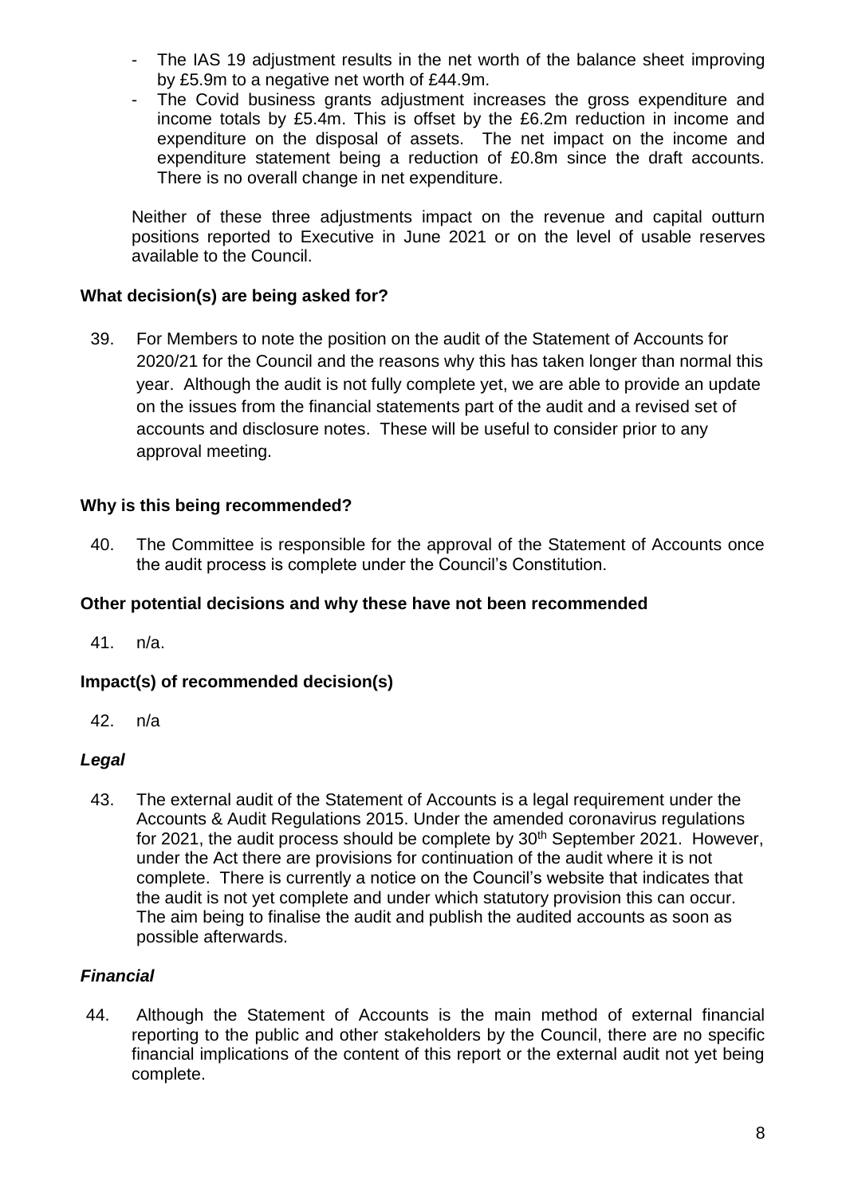- The IAS 19 adjustment results in the net worth of the balance sheet improving by £5.9m to a negative net worth of £44.9m.
- The Covid business grants adjustment increases the gross expenditure and income totals by £5.4m. This is offset by the £6.2m reduction in income and expenditure on the disposal of assets. The net impact on the income and expenditure statement being a reduction of £0.8m since the draft accounts. There is no overall change in net expenditure.

Neither of these three adjustments impact on the revenue and capital outturn positions reported to Executive in June 2021 or on the level of usable reserves available to the Council.

### What decision(s) are being asked for?

39. For Members to note the position on the audit of the Statement of Accounts for 2020/21 for the Council and the reasons why this has taken longer than normal this year. Although the audit is not fully complete yet, we are able to provide an update on the issues from the financial statements part of the audit and a revised set of accounts and disclosure notes. These will be useful to consider prior to any approval meeting.

### Why is this being recommended?

40. The Committee is responsible for the approval of the Statement of Accounts once the audit process is complete under the Council's Constitution.

### Other potential decisions and why these have not been recommended

41. n/a.

### Impact(s) of recommended decision(s)

42. n/a

#### *Legal*

43. The external audit of the Statement of Accounts is a legal requirement under the Accounts & Audit Regulations 2015. Under the amended coronavirus regulations for 2021, the audit process should be complete by 30th September 2021. However, under the Act there are provisions for continuation of the audit where it is not complete. There is currently a notice on the Council's website that indicates that the audit is not yet complete and under which statutory provision this can occur. The aim being to finalise the audit and publish the audited accounts as soon as possible afterwards.

#### *Financial*

44. Although the Statement of Accounts is the main method of external financial reporting to the public and other stakeholders by the Council, there are no specific financial implications of the content of this report or the external audit not yet being complete.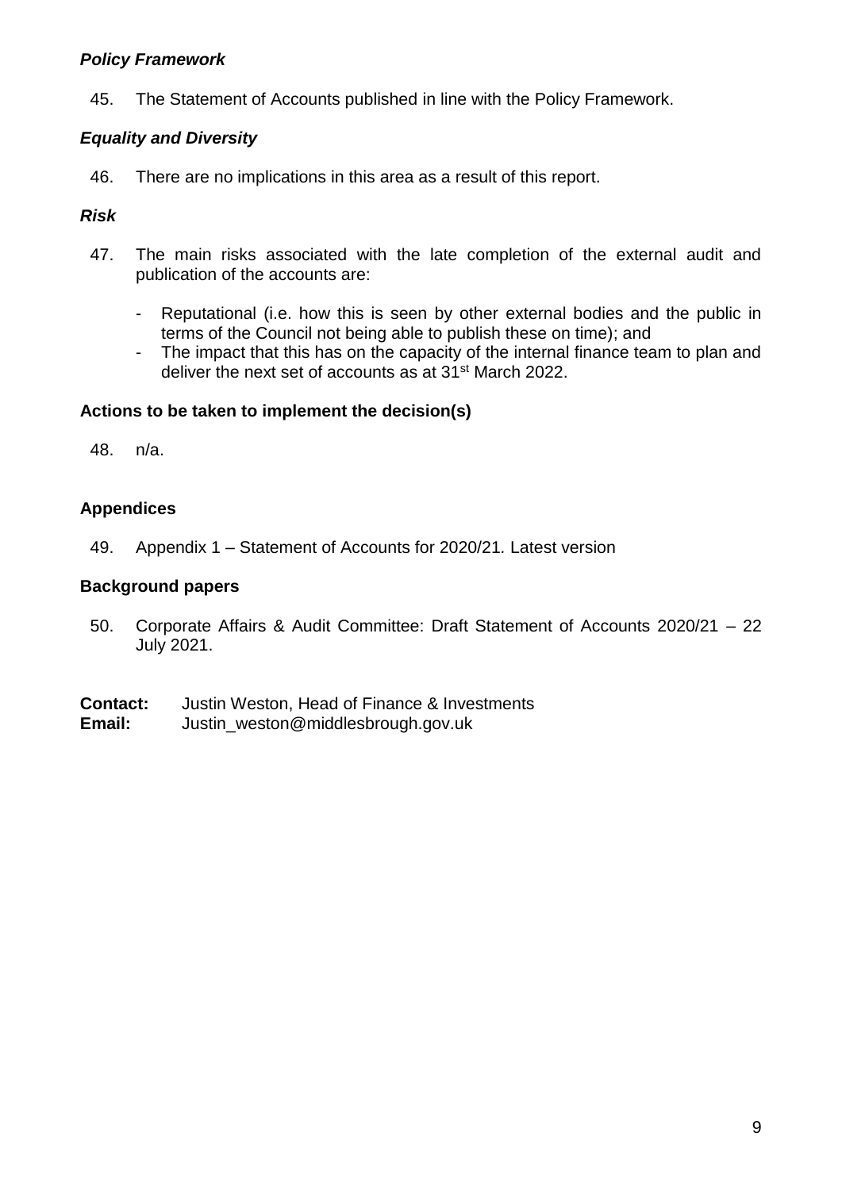### *Policy Framework*

45. The Statement of Accounts published in line with the Policy Framework.

### *Equality and Diversity*

46. There are no implications in this area as a result of this report.

### *Risk*

47. The main risks associated with the late completion of the external audit and publication of the accounts are:

    - Reputational (i.e. how this is seen by other external bodies and the public in terms of the Council not being able to publish these on time); and
    - The impact that this has on the capacity of the internal finance team to plan and deliver the next set of accounts as at 31st March 2022.

### **Actions to be taken to implement the decision(s)**

48. n/a.

### **Appendices**

49. Appendix 1 – Statement of Accounts for 2020/21*.* Latest version

### **Background papers**

50. Corporate Affairs & Audit Committee: Draft Statement of Accounts 2020/21 – 22 July 2021.

**Contact:** Justin Weston, Head of Finance & Investments
**Email:** Justin_weston@middlesbrough.gov.uk